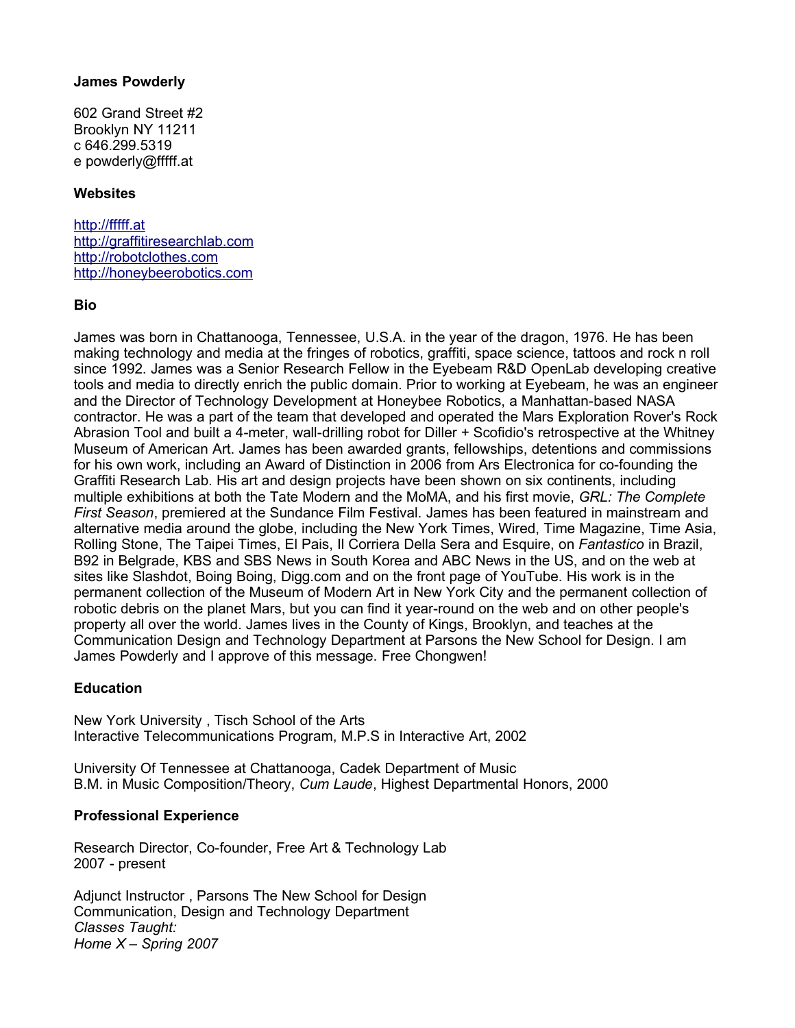**James Powderly**

602 Grand Street #2
Brooklyn NY 11211
c 646.299.5319
e powderly@fffff.at

**Websites**

[http://fffff.at](http://fffff.at)
[http://graffitiresearchlab.com](http://graffitiresearchlab.com)
[http://robotclothes.com](http://robotclothes.com)
[http://honeybeerobotics.com](http://honeybeerobotics.com)

**Bio**

James was born in Chattanooga, Tennessee, U.S.A. in the year of the dragon, 1976. He has been making technology and media at the fringes of robotics, graffiti, space science, tattoos and rock n roll since 1992. James was a Senior Research Fellow in the Eyebeam R&D OpenLab developing creative tools and media to directly enrich the public domain. Prior to working at Eyebeam, he was an engineer and the Director of Technology Development at Honeybee Robotics, a Manhattan-based NASA contractor. He was a part of the team that developed and operated the Mars Exploration Rover's Rock Abrasion Tool and built a 4-meter, wall-drilling robot for Diller + Scofidio's retrospective at the Whitney Museum of American Art. James has been awarded grants, fellowships, detentions and commissions for his own work, including an Award of Distinction in 2006 from Ars Electronica for co-founding the Graffiti Research Lab. His art and design projects have been shown on six continents, including multiple exhibitions at both the Tate Modern and the MoMA, and his first movie, *GRL: The Complete First Season*, premiered at the Sundance Film Festival. James has been featured in mainstream and alternative media around the globe, including the New York Times, Wired, Time Magazine, Time Asia, Rolling Stone, The Taipei Times, El Pais, Il Corriera Della Sera and Esquire, on *Fantastico* in Brazil, B92 in Belgrade, KBS and SBS News in South Korea and ABC News in the US, and on the web at sites like Slashdot, Boing Boing, Digg.com and on the front page of YouTube. His work is in the permanent collection of the Museum of Modern Art in New York City and the permanent collection of robotic debris on the planet Mars, but you can find it year-round on the web and on other people's property all over the world. James lives in the County of Kings, Brooklyn, and teaches at the Communication Design and Technology Department at Parsons the New School for Design. I am James Powderly and I approve of this message. Free Chongwen!

**Education**

New York University , Tisch School of the Arts
Interactive Telecommunications Program, M.P.S in Interactive Art, 2002

University Of Tennessee at Chattanooga, Cadek Department of Music
B.M. in Music Composition/Theory, *Cum Laude*, Highest Departmental Honors, 2000

**Professional Experience**

Research Director, Co-founder, Free Art & Technology Lab
2007 - present

Adjunct Instructor , Parsons The New School for Design
Communication, Design and Technology Department
*Classes Taught:*
*Home X – Spring 2007*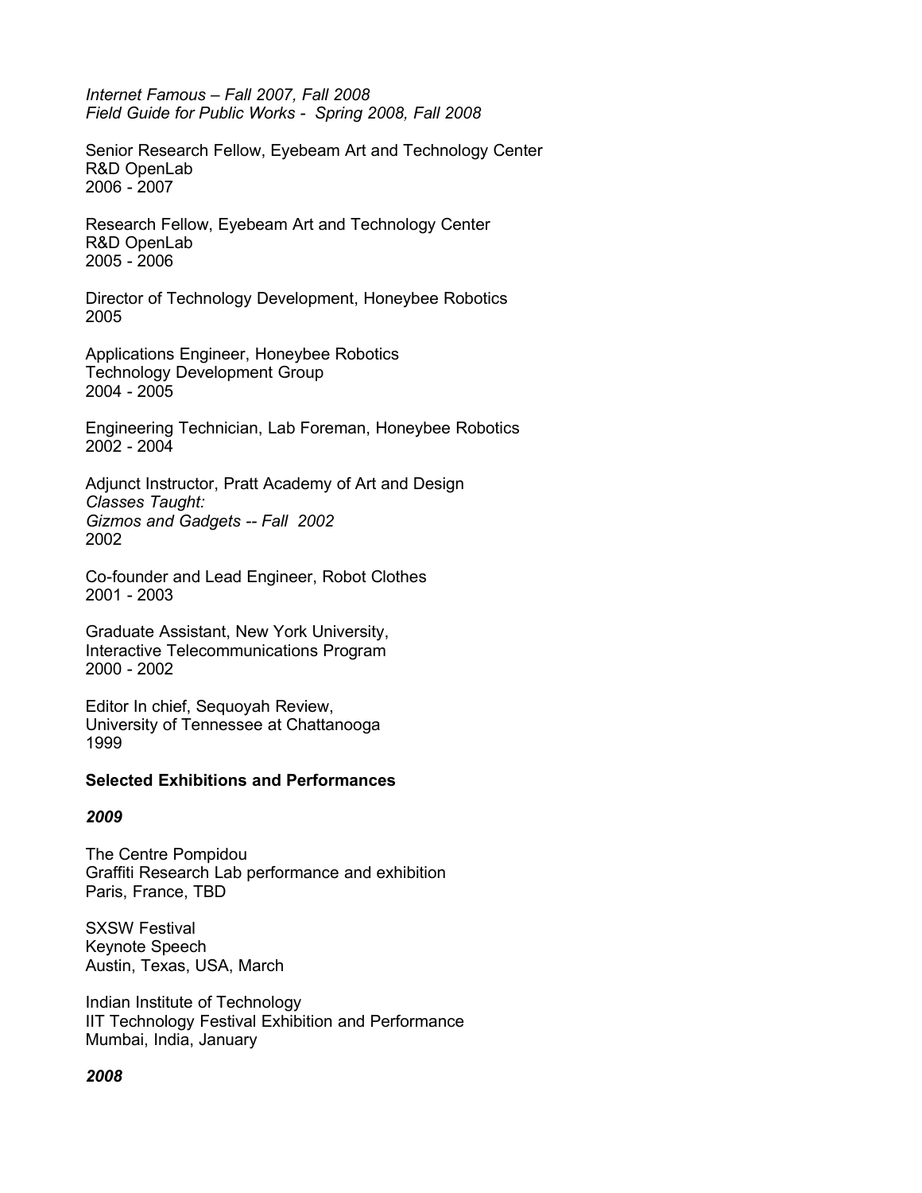*Internet Famous – Fall 2007, Fall 2008*
*Field Guide for Public Works - Spring 2008, Fall 2008*

Senior Research Fellow, Eyebeam Art and Technology Center
R&D OpenLab
2006 - 2007

Research Fellow, Eyebeam Art and Technology Center
R&D OpenLab
2005 - 2006

Director of Technology Development, Honeybee Robotics
2005

Applications Engineer, Honeybee Robotics
Technology Development Group
2004 - 2005

Engineering Technician, Lab Foreman, Honeybee Robotics
2002 - 2004

Adjunct Instructor, Pratt Academy of Art and Design
*Classes Taught:*
*Gizmos and Gadgets -- Fall 2002*
2002

Co-founder and Lead Engineer, Robot Clothes
2001 - 2003

Graduate Assistant, New York University,
Interactive Telecommunications Program
2000 - 2002

Editor In chief, Sequoyah Review,
University of Tennessee at Chattanooga
1999

**Selected Exhibitions and Performances**

***2009***

The Centre Pompidou
Graffiti Research Lab performance and exhibition
Paris, France, TBD

SXSW Festival
Keynote Speech
Austin, Texas, USA, March

Indian Institute of Technology
IIT Technology Festival Exhibition and Performance
Mumbai, India, January

***2008***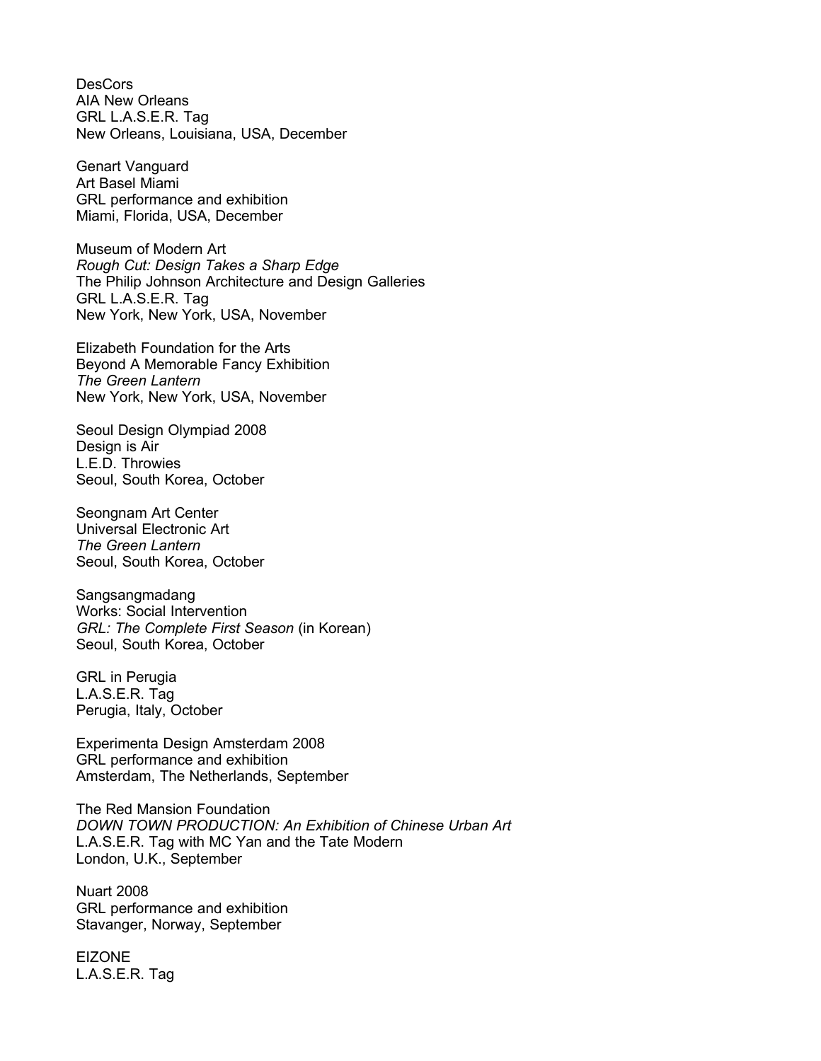DesCors
AIA New Orleans
GRL L.A.S.E.R. Tag
New Orleans, Louisiana, USA, December

Genart Vanguard
Art Basel Miami
GRL performance and exhibition
Miami, Florida, USA, December

Museum of Modern Art
*Rough Cut: Design Takes a Sharp Edge*
The Philip Johnson Architecture and Design Galleries
GRL L.A.S.E.R. Tag
New York, New York, USA, November

Elizabeth Foundation for the Arts
Beyond A Memorable Fancy Exhibition
*The Green Lantern*
New York, New York, USA, November

Seoul Design Olympiad 2008
Design is Air
L.E.D. Throwies
Seoul, South Korea, October

Seongnam Art Center
Universal Electronic Art
*The Green Lantern*
Seoul, South Korea, October

Sangsangmadang
Works: Social Intervention
*GRL: The Complete First Season* (in Korean)
Seoul, South Korea, October

GRL in Perugia
L.A.S.E.R. Tag
Perugia, Italy, October

Experimenta Design Amsterdam 2008
GRL performance and exhibition
Amsterdam, The Netherlands, September

The Red Mansion Foundation
*DOWN TOWN PRODUCTION: An Exhibition of Chinese Urban Art*
L.A.S.E.R. Tag with MC Yan and the Tate Modern
London, U.K., September

Nuart 2008
GRL performance and exhibition
Stavanger, Norway, September

EIZONE
L.A.S.E.R. Tag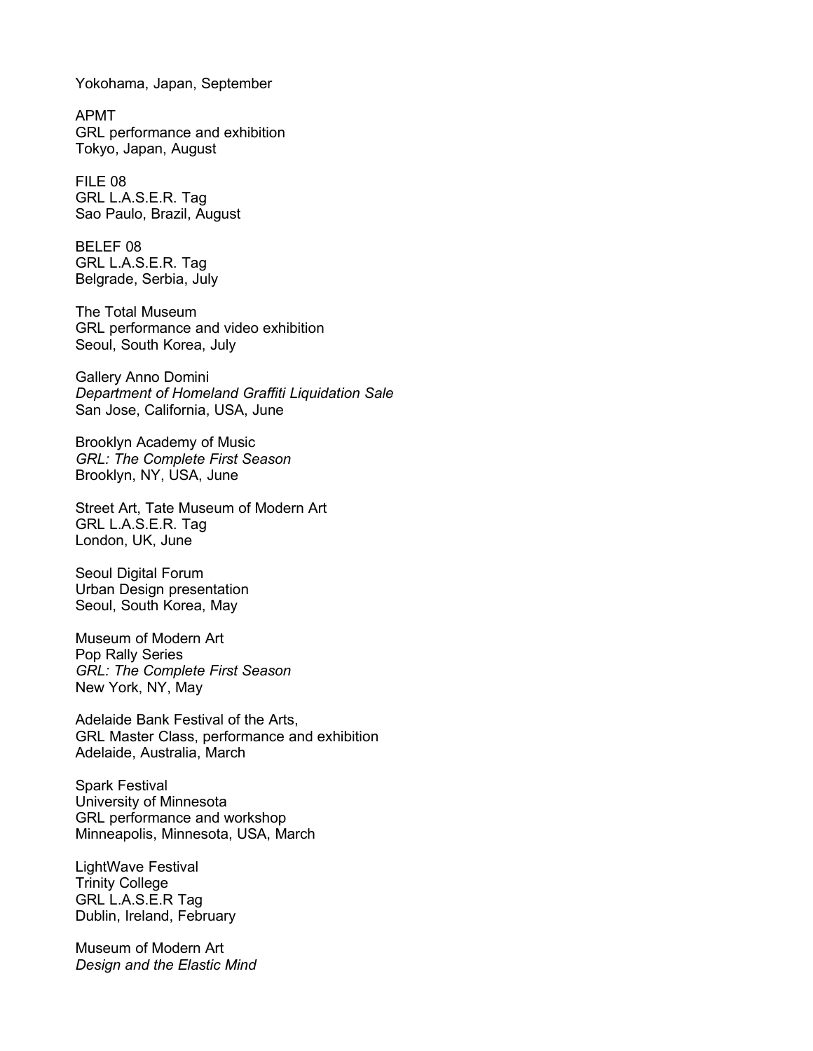Yokohama, Japan, September

APMT
GRL performance and exhibition
Tokyo, Japan, August

FILE 08
GRL L.A.S.E.R. Tag
Sao Paulo, Brazil, August

BELEF 08
GRL L.A.S.E.R. Tag
Belgrade, Serbia, July

The Total Museum
GRL performance and video exhibition
Seoul, South Korea, July

Gallery Anno Domini
*Department of Homeland Graffiti Liquidation Sale*
San Jose, California, USA, June

Brooklyn Academy of Music
*GRL: The Complete First Season*
Brooklyn, NY, USA, June

Street Art, Tate Museum of Modern Art
GRL L.A.S.E.R. Tag
London, UK, June

Seoul Digital Forum
Urban Design presentation
Seoul, South Korea, May

Museum of Modern Art
Pop Rally Series
*GRL: The Complete First Season*
New York, NY, May

Adelaide Bank Festival of the Arts,
GRL Master Class, performance and exhibition
Adelaide, Australia, March

Spark Festival
University of Minnesota
GRL performance and workshop
Minneapolis, Minnesota, USA, March

LightWave Festival
Trinity College
GRL L.A.S.E.R Tag
Dublin, Ireland, February

Museum of Modern Art
*Design and the Elastic Mind*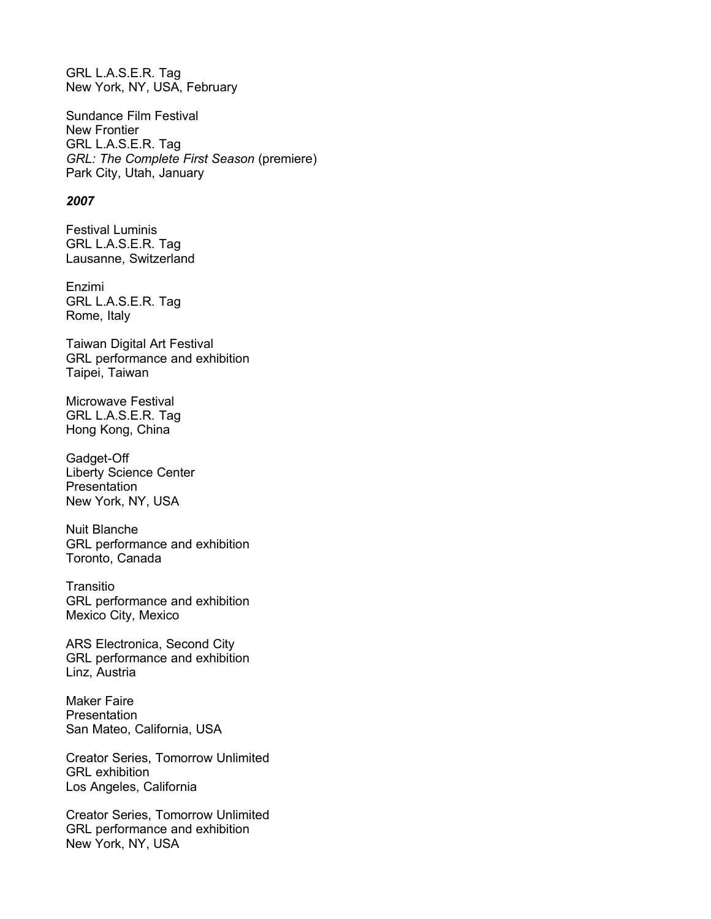GRL L.A.S.E.R. Tag
New York, NY, USA, February

Sundance Film Festival
New Frontier
GRL L.A.S.E.R. Tag
*GRL: The Complete First Season* (premiere)
Park City, Utah, January

***2007***

Festival Luminis
GRL L.A.S.E.R. Tag
Lausanne, Switzerland

Enzimi
GRL L.A.S.E.R. Tag
Rome, Italy

Taiwan Digital Art Festival
GRL performance and exhibition
Taipei, Taiwan

Microwave Festival
GRL L.A.S.E.R. Tag
Hong Kong, China

Gadget-Off
Liberty Science Center
Presentation
New York, NY, USA

Nuit Blanche
GRL performance and exhibition
Toronto, Canada

Transitio
GRL performance and exhibition
Mexico City, Mexico

ARS Electronica, Second City
GRL performance and exhibition
Linz, Austria

Maker Faire
Presentation
San Mateo, California, USA

Creator Series, Tomorrow Unlimited
GRL exhibition
Los Angeles, California

Creator Series, Tomorrow Unlimited
GRL performance and exhibition
New York, NY, USA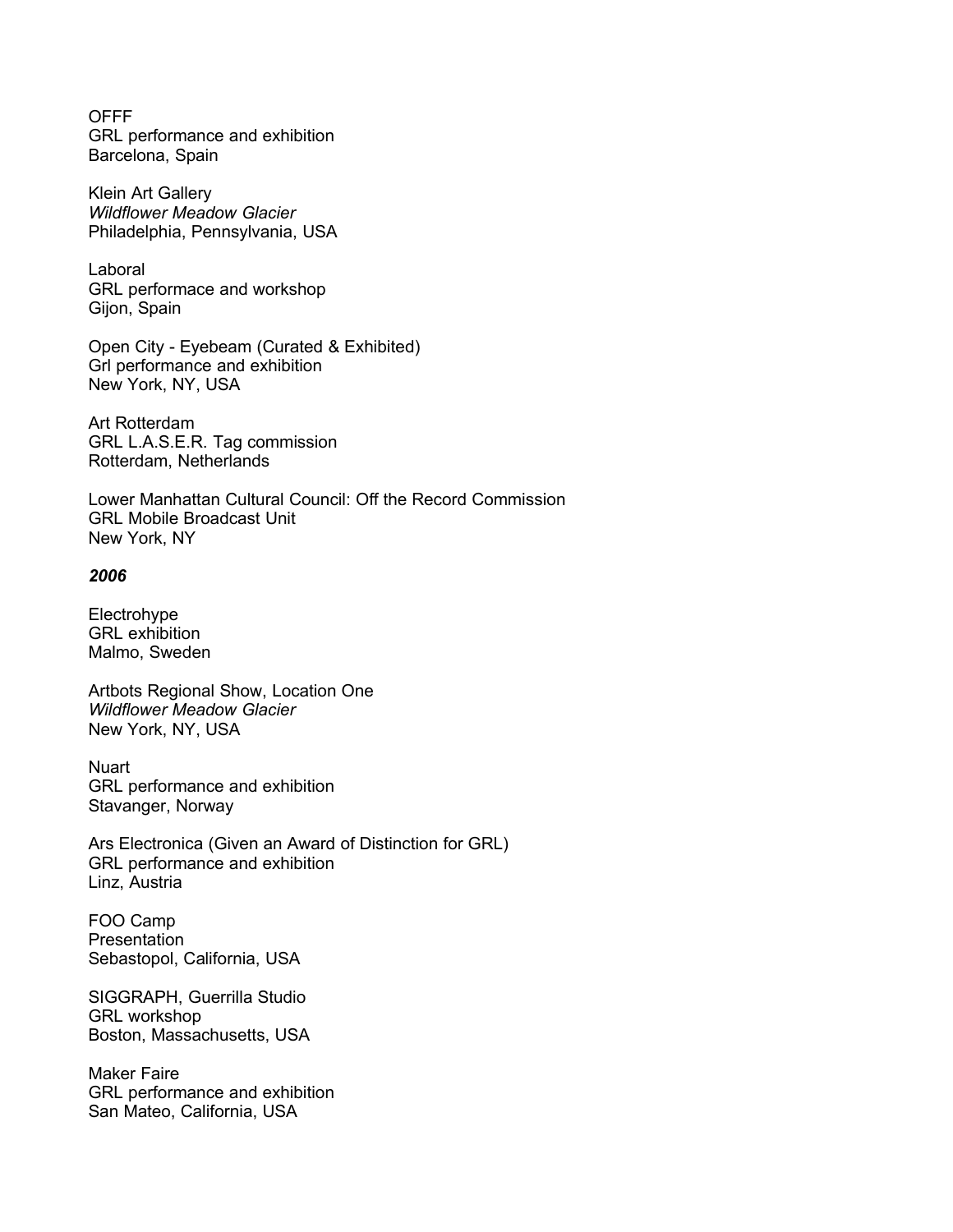OFFF
GRL performance and exhibition
Barcelona, Spain

Klein Art Gallery
*Wildflower Meadow Glacier*
Philadelphia, Pennsylvania, USA

Laboral
GRL performace and workshop
Gijon, Spain

Open City - Eyebeam (Curated & Exhibited)
Grl performance and exhibition
New York, NY, USA

Art Rotterdam
GRL L.A.S.E.R. Tag commission
Rotterdam, Netherlands

Lower Manhattan Cultural Council: Off the Record Commission
GRL Mobile Broadcast Unit
New York, NY

***2006***

Electrohype
GRL exhibition
Malmo, Sweden

Artbots Regional Show, Location One
*Wildflower Meadow Glacier*
New York, NY, USA

Nuart
GRL performance and exhibition
Stavanger, Norway

Ars Electronica (Given an Award of Distinction for GRL)
GRL performance and exhibition
Linz, Austria

FOO Camp
Presentation
Sebastopol, California, USA

SIGGRAPH, Guerrilla Studio
GRL workshop
Boston, Massachusetts, USA

Maker Faire
GRL performance and exhibition
San Mateo, California, USA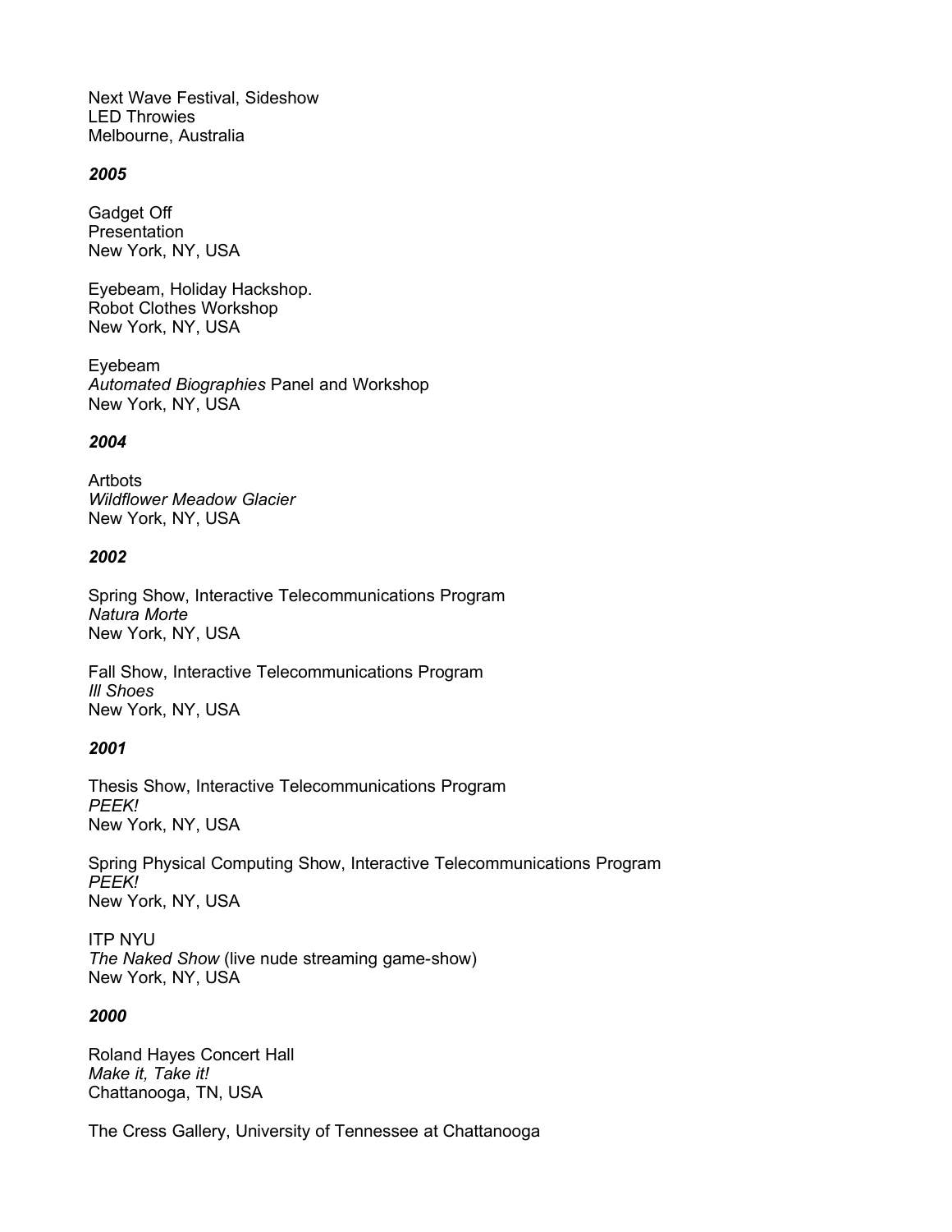Next Wave Festival, Sideshow
LED Throwies
Melbourne, Australia

***2005***

Gadget Off
Presentation
New York, NY, USA

Eyebeam, Holiday Hackshop.
Robot Clothes Workshop
New York, NY, USA

Eyebeam
*Automated Biographies* Panel and Workshop
New York, NY, USA

***2004***

Artbots
*Wildflower Meadow Glacier*
New York, NY, USA

***2002***

Spring Show, Interactive Telecommunications Program
*Natura Morte*
New York, NY, USA

Fall Show, Interactive Telecommunications Program
*Ill Shoes*
New York, NY, USA

***2001***

Thesis Show, Interactive Telecommunications Program
*PEEK!*
New York, NY, USA

Spring Physical Computing Show, Interactive Telecommunications Program
*PEEK!*
New York, NY, USA

ITP NYU
*The Naked Show* (live nude streaming game-show)
New York, NY, USA

***2000***

Roland Hayes Concert Hall
*Make it, Take it!*
Chattanooga, TN, USA

The Cress Gallery, University of Tennessee at Chattanooga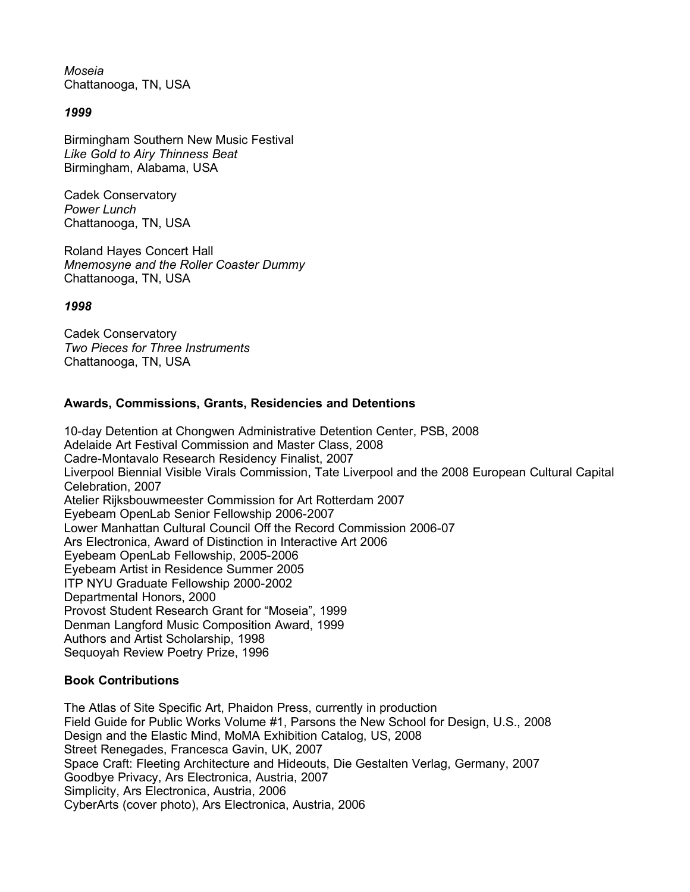*Moseia*
Chattanooga, TN, USA

***1999***

Birmingham Southern New Music Festival
*Like Gold to Airy Thinness Beat*
Birmingham, Alabama, USA

Cadek Conservatory
*Power Lunch*
Chattanooga, TN, USA

Roland Hayes Concert Hall
*Mnemosyne and the Roller Coaster Dummy*
Chattanooga, TN, USA

***1998***

Cadek Conservatory
*Two Pieces for Three Instruments*
Chattanooga, TN, USA

**Awards, Commissions, Grants, Residencies and Detentions**

10-day Detention at Chongwen Administrative Detention Center, PSB, 2008
Adelaide Art Festival Commission and Master Class, 2008
Cadre-Montavalo Research Residency Finalist, 2007
Liverpool Biennial Visible Virals Commission, Tate Liverpool and the 2008 European Cultural Capital Celebration, 2007
Atelier Rijksbouwmeester Commission for Art Rotterdam 2007
Eyebeam OpenLab Senior Fellowship 2006-2007
Lower Manhattan Cultural Council Off the Record Commission 2006-07
Ars Electronica, Award of Distinction in Interactive Art 2006
Eyebeam OpenLab Fellowship, 2005-2006
Eyebeam Artist in Residence Summer 2005
ITP NYU Graduate Fellowship 2000-2002
Departmental Honors, 2000
Provost Student Research Grant for "Moseia", 1999
Denman Langford Music Composition Award, 1999
Authors and Artist Scholarship, 1998
Sequoyah Review Poetry Prize, 1996

**Book Contributions**

The Atlas of Site Specific Art, Phaidon Press, currently in production
Field Guide for Public Works Volume #1, Parsons the New School for Design, U.S., 2008
Design and the Elastic Mind, MoMA Exhibition Catalog, US, 2008
Street Renegades, Francesca Gavin, UK, 2007
Space Craft: Fleeting Architecture and Hideouts, Die Gestalten Verlag, Germany, 2007
Goodbye Privacy, Ars Electronica, Austria, 2007
Simplicity, Ars Electronica, Austria, 2006
CyberArts (cover photo), Ars Electronica, Austria, 2006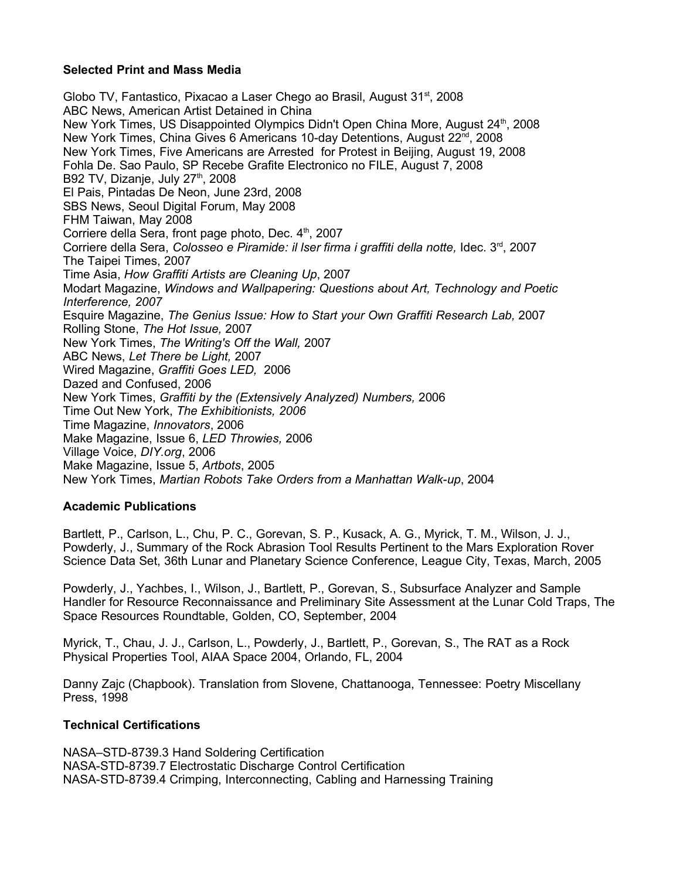**Selected Print and Mass Media**

Globo TV, Fantastico, Pixacao a Laser Chego ao Brasil, August 31st, 2008
ABC News, American Artist Detained in China
New York Times, US Disappointed Olympics Didn't Open China More, August 24th, 2008
New York Times, China Gives 6 Americans 10-day Detentions, August 22nd, 2008
New York Times, Five Americans are Arrested for Protest in Beijing, August 19, 2008
Fohla De. Sao Paulo, SP Recebe Grafite Electronico no FILE, August 7, 2008
B92 TV, Dizanje, July 27th, 2008
El Pais, Pintadas De Neon, June 23rd, 2008
SBS News, Seoul Digital Forum, May 2008
FHM Taiwan, May 2008
Corriere della Sera, front page photo, Dec. 4th, 2007
Corriere della Sera, *Colosseo e Piramide: il lser firma i graffiti della notte,* Idec. 3rd, 2007
The Taipei Times, 2007
Time Asia, *How Graffiti Artists are Cleaning Up*, 2007
Modart Magazine, *Windows and Wallpapering: Questions about Art, Technology and Poetic Interference, 2007*
Esquire Magazine, *The Genius Issue: How to Start your Own Graffiti Research Lab,* 2007
Rolling Stone, *The Hot Issue,* 2007
New York Times, *The Writing's Off the Wall,* 2007
ABC News, *Let There be Light,* 2007
Wired Magazine, *Graffiti Goes LED,* 2006
Dazed and Confused, 2006
New York Times, *Graffiti by the (Extensively Analyzed) Numbers,* 2006
Time Out New York, *The Exhibitionists, 2006*
Time Magazine, *Innovators*, 2006
Make Magazine, Issue 6, *LED Throwies,* 2006
Village Voice, *DIY.org*, 2006
Make Magazine, Issue 5, *Artbots*, 2005
New York Times, *Martian Robots Take Orders from a Manhattan Walk-up*, 2004

**Academic Publications**

Bartlett, P., Carlson, L., Chu, P. C., Gorevan, S. P., Kusack, A. G., Myrick, T. M., Wilson, J. J., Powderly, J., Summary of the Rock Abrasion Tool Results Pertinent to the Mars Exploration Rover Science Data Set, 36th Lunar and Planetary Science Conference, League City, Texas, March, 2005

Powderly, J., Yachbes, I., Wilson, J., Bartlett, P., Gorevan, S., Subsurface Analyzer and Sample Handler for Resource Reconnaissance and Preliminary Site Assessment at the Lunar Cold Traps, The Space Resources Roundtable, Golden, CO, September, 2004

Myrick, T., Chau, J. J., Carlson, L., Powderly, J., Bartlett, P., Gorevan, S., The RAT as a Rock Physical Properties Tool, AIAA Space 2004, Orlando, FL, 2004

Danny Zajc (Chapbook). Translation from Slovene, Chattanooga, Tennessee: Poetry Miscellany Press, 1998

**Technical Certifications**

NASA–STD-8739.3 Hand Soldering Certification
NASA-STD-8739.7 Electrostatic Discharge Control Certification
NASA-STD-8739.4 Crimping, Interconnecting, Cabling and Harnessing Training